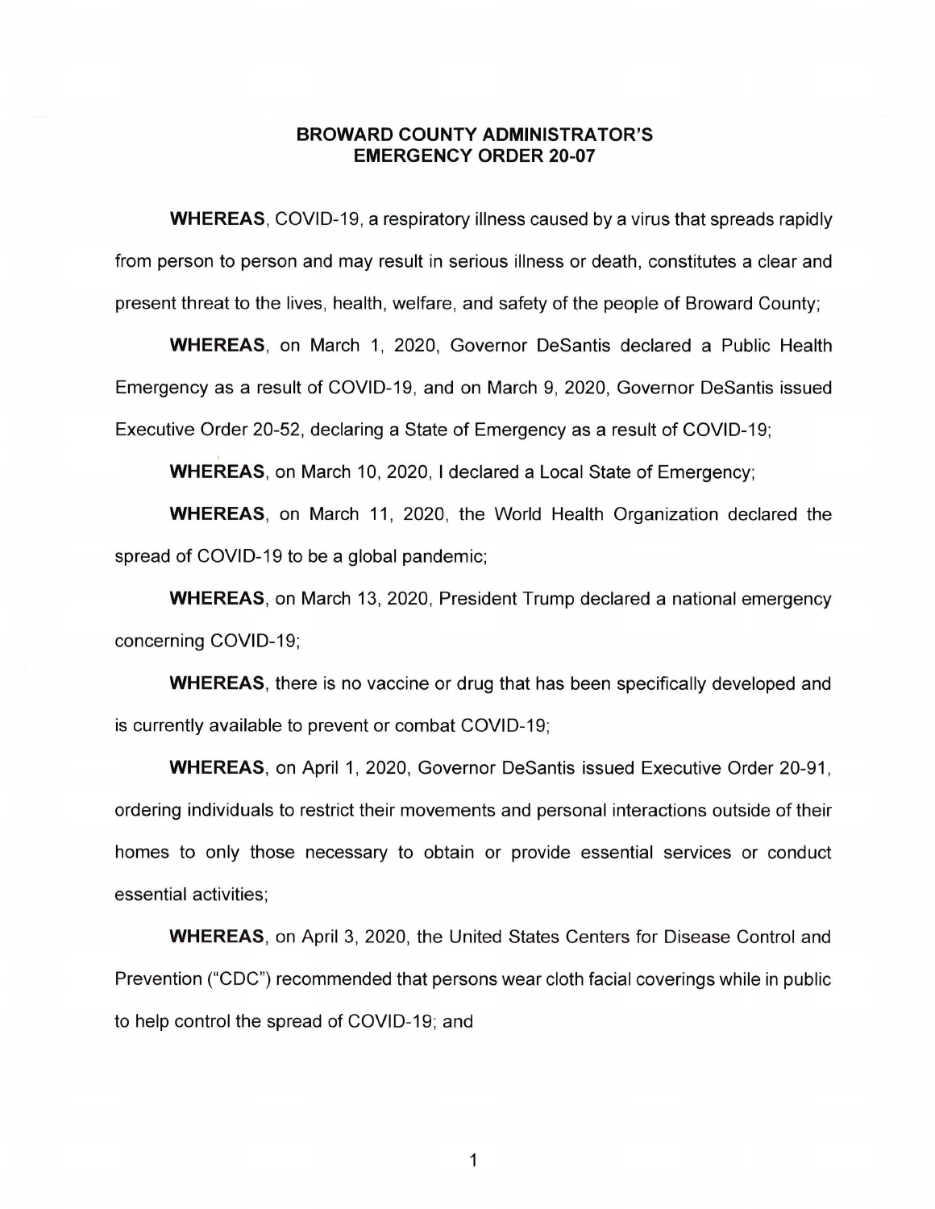# BROWARD COUNTY ADMINISTRATOR'S EMERGENCY ORDER 20-07

**WHEREAS**, COVID-19, a respiratory illness caused by a virus that spreads rapidly from person to person and may result in serious illness or death, constitutes a clear and present threat to the lives, health, welfare, and safety of the people of Broward County;

**WHEREAS**, on March 1, 2020, Governor DeSantis declared a Public Health Emergency as a result of COVID-19, and on March 9, 2020, Governor DeSantis issued Executive Order 20-52, declaring a State of Emergency as a result of COVID-19;

**WHEREAS**, on March 10, 2020, I declared a Local State of Emergency;

**WHEREAS**, on March 11, 2020, the World Health Organization declared the spread of COVID-19 to be a global pandemic;

**WHEREAS**, on March 13, 2020, President Trump declared a national emergency concerning COVID-19;

**WHEREAS**, there is no vaccine or drug that has been specifically developed and is currently available to prevent or combat COVID-19;

**WHEREAS**, on April 1, 2020, Governor DeSantis issued Executive Order 20-91, ordering individuals to restrict their movements and personal interactions outside of their homes to only those necessary to obtain or provide essential services or conduct essential activities;

**WHEREAS**, on April 3, 2020, the United States Centers for Disease Control and Prevention ("CDC") recommended that persons wear cloth facial coverings while in public to help control the spread of COVID-19; and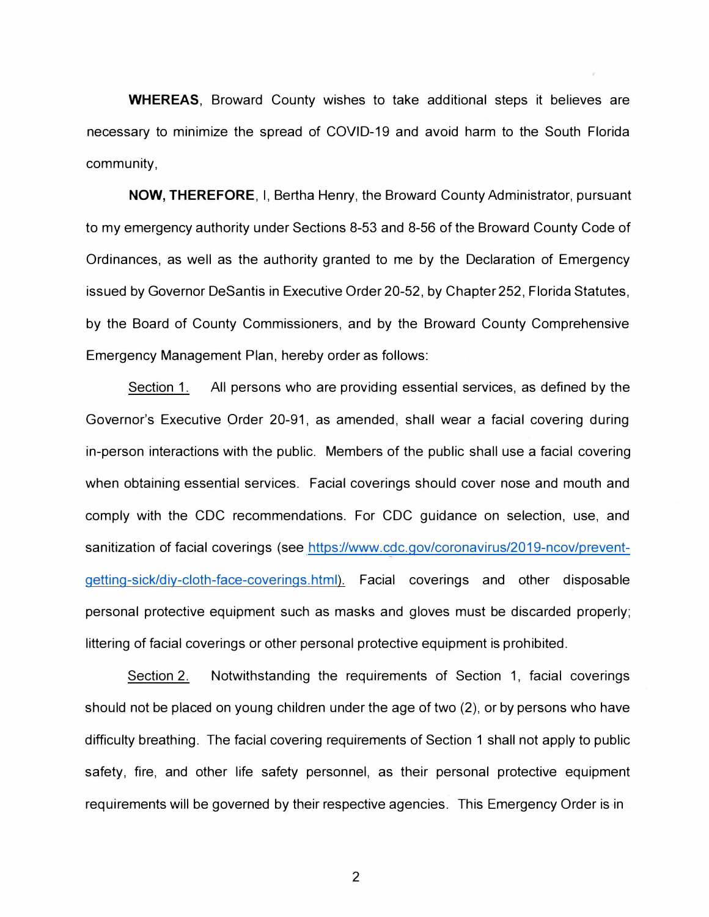**WHEREAS**, Broward County wishes to take additional steps it believes are necessary to minimize the spread of COVID-19 and avoid harm to the South Florida community,

**NOW, THEREFORE**, I, Bertha Henry, the Broward County Administrator, pursuant to my emergency authority under Sections 8-53 and 8-56 of the Broward County Code of Ordinances, as well as the authority granted to me by the Declaration of Emergency issued by Governor DeSantis in Executive Order 20-52, by Chapter 252, Florida Statutes, by the Board of County Commissioners, and by the Broward County Comprehensive Emergency Management Plan, hereby order as follows:

Section 1. All persons who are providing essential services, as defined by the Governor's Executive Order 20-91, as amended, shall wear a facial covering during in-person interactions with the public. Members of the public shall use a facial covering when obtaining essential services. Facial coverings should cover nose and mouth and comply with the CDC recommendations. For CDC guidance on selection, use, and sanitization of facial coverings (see https://www.cdc.gov/coronavirus/2019-ncov/prevent-getting-sick/diy-cloth-face-coverings.html). Facial coverings and other disposable personal protective equipment such as masks and gloves must be discarded properly; littering of facial coverings or other personal protective equipment is prohibited.

Section 2. Notwithstanding the requirements of Section 1, facial coverings should not be placed on young children under the age of two (2), or by persons who have difficulty breathing. The facial covering requirements of Section 1 shall not apply to public safety, fire, and other life safety personnel, as their personal protective equipment requirements will be governed by their respective agencies. This Emergency Order is in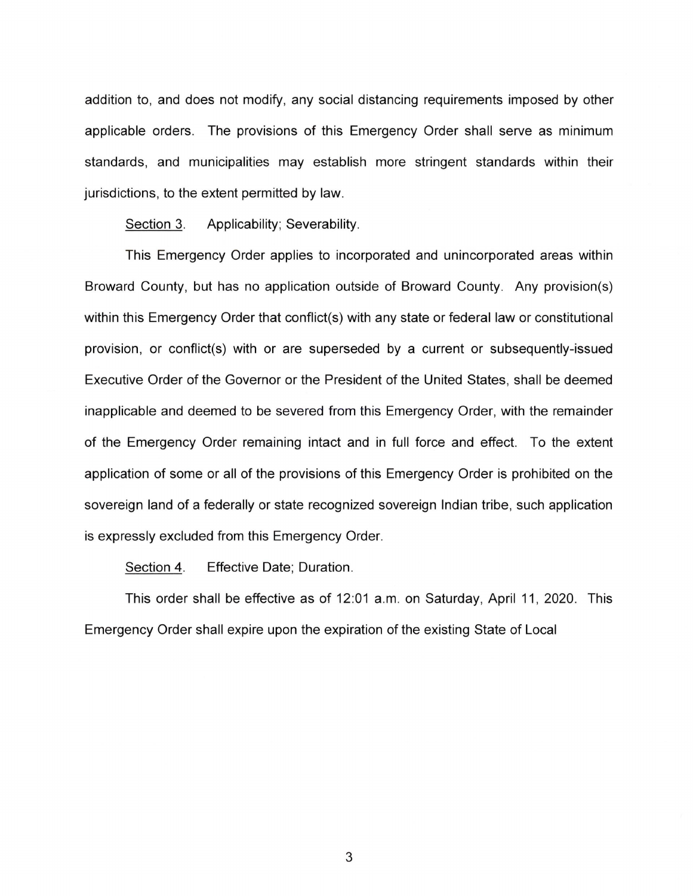addition to, and does not modify, any social distancing requirements imposed by other applicable orders. The provisions of this Emergency Order shall serve as minimum standards, and municipalities may establish more stringent standards within their jurisdictions, to the extent permitted by law.

Section 3. Applicability; Severability.

This Emergency Order applies to incorporated and unincorporated areas within Broward County, but has no application outside of Broward County. Any provision(s) within this Emergency Order that conflict(s) with any state or federal law or constitutional provision, or conflict(s) with or are superseded by a current or subsequently-issued Executive Order of the Governor or the President of the United States, shall be deemed inapplicable and deemed to be severed from this Emergency Order, with the remainder of the Emergency Order remaining intact and in full force and effect. To the extent application of some or all of the provisions of this Emergency Order is prohibited on the sovereign land of a federally or state recognized sovereign Indian tribe, such application is expressly excluded from this Emergency Order.

Section 4. Effective Date; Duration.

This order shall be effective as of 12:01 a.m. on Saturday, April 11, 2020. This Emergency Order shall expire upon the expiration of the existing State of Local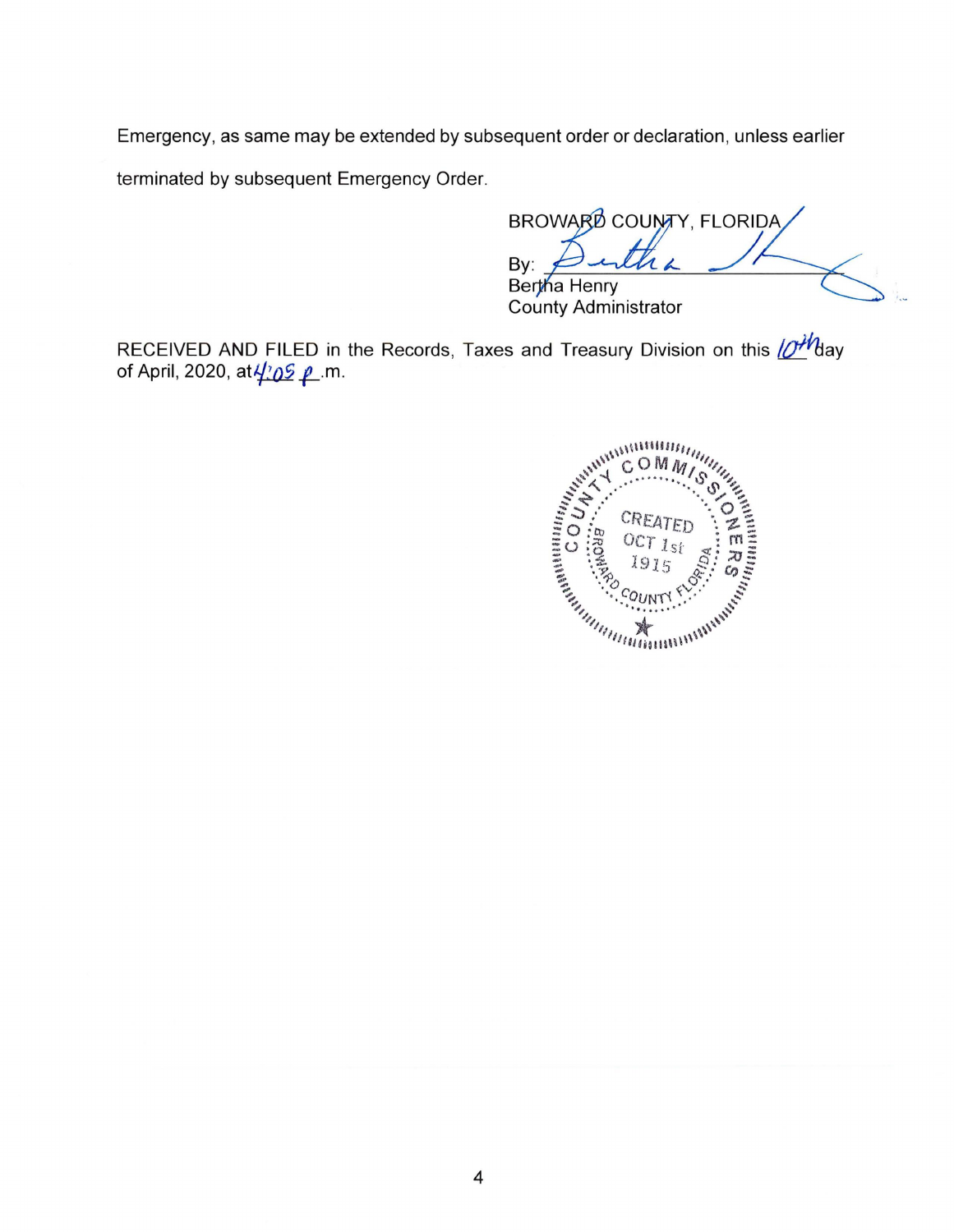Emergency, as same may be extended by subsequent order or declaration, unless earlier terminated by subsequent Emergency Order.

BROWARD COUNTY, FLORIDA

By: ______________________
Bertha Henry
County Administrator

RECEIVED AND FILED in the Records, Taxes and Treasury Division on this 10th day of April, 2020, at 4:05 p.m.

COUNTY COMMISSIONERS
CREATED OCT 1st 1915
BROWARD COUNTY FLORIDA